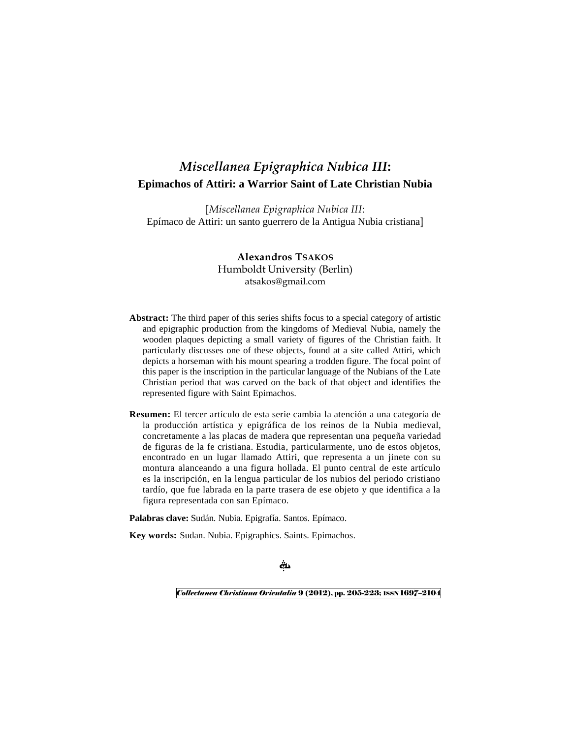# *Miscellanea Epigraphica Nubica III*:
## Epimachos of Attiri: a Warrior Saint of Late Christian Nubia

[*Miscellanea Epigraphica Nubica III*:
Epímaco de Attiri: un santo guerrero de la Antigua Nubia cristiana]

**Alexandros TSAKOS**
Humboldt University (Berlin)
atsakos@gmail.com

**Abstract:** The third paper of this series shifts focus to a special category of artistic and epigraphic production from the kingdoms of Medieval Nubia, namely the wooden plaques depicting a small variety of figures of the Christian faith. It particularly discusses one of these objects, found at a site called Attiri, which depicts a horseman with his mount spearing a trodden figure. The focal point of this paper is the inscription in the particular language of the Nubians of the Late Christian period that was carved on the back of that object and identifies the represented figure with Saint Epimachos.

**Resumen:** El tercer artículo de esta serie cambia la atención a una categoría de la producción artística y epigráfica de los reinos de la Nubia medieval, concretamente a las placas de madera que representan una pequeña variedad de figuras de la fe cristiana. Estudia, particularmente, uno de estos objetos, encontrado en un lugar llamado Attiri, que representa a un jinete con su montura alanceando a una figura hollada. El punto central de este artículo es la inscripción, en la lengua particular de los nubios del periodo cristiano tardío, que fue labrada en la parte trasera de ese objeto y que identifica a la figura representada con san Epímaco.

**Palabras clave:** Sudán. Nubia. Epigrafía. Santos. Epímaco.

**Key words:** Sudan. Nubia. Epigraphics. Saints. Epimachos.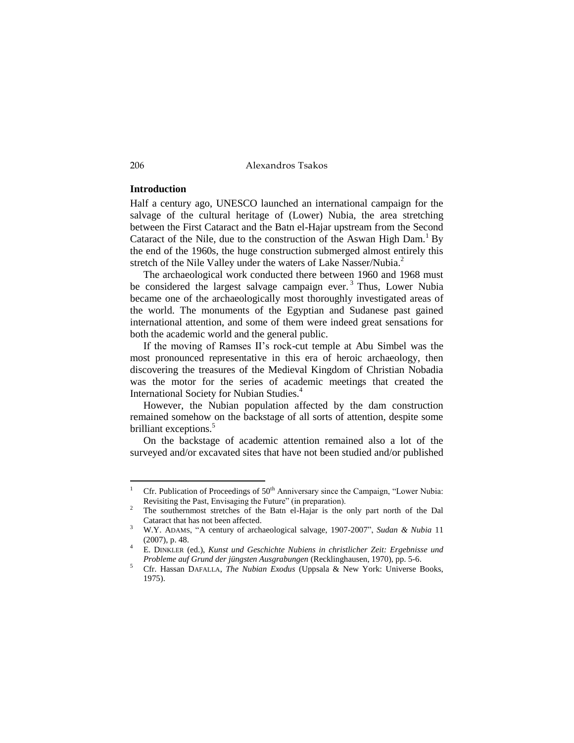## Introduction

Half a century ago, UNESCO launched an international campaign for the salvage of the cultural heritage of (Lower) Nubia, the area stretching between the First Cataract and the Batn el-Hajar upstream from the Second Cataract of the Nile, due to the construction of the Aswan High Dam.[1] By the end of the 1960s, the huge construction submerged almost entirely this stretch of the Nile Valley under the waters of Lake Nasser/Nubia.[2]

The archaeological work conducted there between 1960 and 1968 must be considered the largest salvage campaign ever.[3] Thus, Lower Nubia became one of the archaeologically most thoroughly investigated areas of the world. The monuments of the Egyptian and Sudanese past gained international attention, and some of them were indeed great sensations for both the academic world and the general public.

If the moving of Ramses II's rock-cut temple at Abu Simbel was the most pronounced representative in this era of heroic archaeology, then discovering the treasures of the Medieval Kingdom of Christian Nobadia was the motor for the series of academic meetings that created the International Society for Nubian Studies.[4]

However, the Nubian population affected by the dam construction remained somehow on the backstage of all sorts of attention, despite some brilliant exceptions.[5]

On the backstage of academic attention remained also a lot of the surveyed and/or excavated sites that have not been studied and/or published

---

[1] Cfr. Publication of Proceedings of 50th Anniversary since the Campaign, "Lower Nubia: Revisiting the Past, Envisaging the Future" (in preparation).

[2] The southernmost stretches of the Batn el-Hajar is the only part north of the Dal Cataract that has not been affected.

[3] W.Y. ADAMS, "A century of archaeological salvage, 1907-2007", *Sudan & Nubia* 11 (2007), p. 48.

[4] E. DINKLER (ed.), *Kunst und Geschichte Nubiens in christlicher Zeit: Ergebnisse und Probleme auf Grund der jüngsten Ausgrabungen* (Recklinghausen, 1970), pp. 5-6.

[5] Cfr. Hassan DAFALLA, *The Nubian Exodus* (Uppsala & New York: Universe Books, 1975).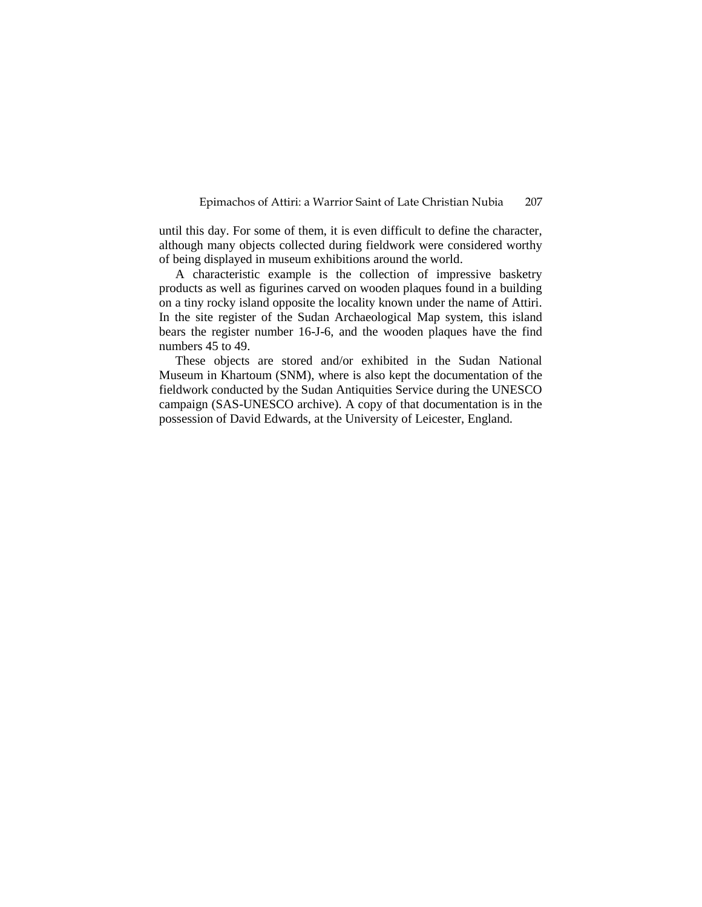until this day. For some of them, it is even difficult to define the character, although many objects collected during fieldwork were considered worthy of being displayed in museum exhibitions around the world.

A characteristic example is the collection of impressive basketry products as well as figurines carved on wooden plaques found in a building on a tiny rocky island opposite the locality known under the name of Attiri. In the site register of the Sudan Archaeological Map system, this island bears the register number 16-J-6, and the wooden plaques have the find numbers 45 to 49.

These objects are stored and/or exhibited in the Sudan National Museum in Khartoum (SNM), where is also kept the documentation of the fieldwork conducted by the Sudan Antiquities Service during the UNESCO campaign (SAS-UNESCO archive). A copy of that documentation is in the possession of David Edwards, at the University of Leicester, England.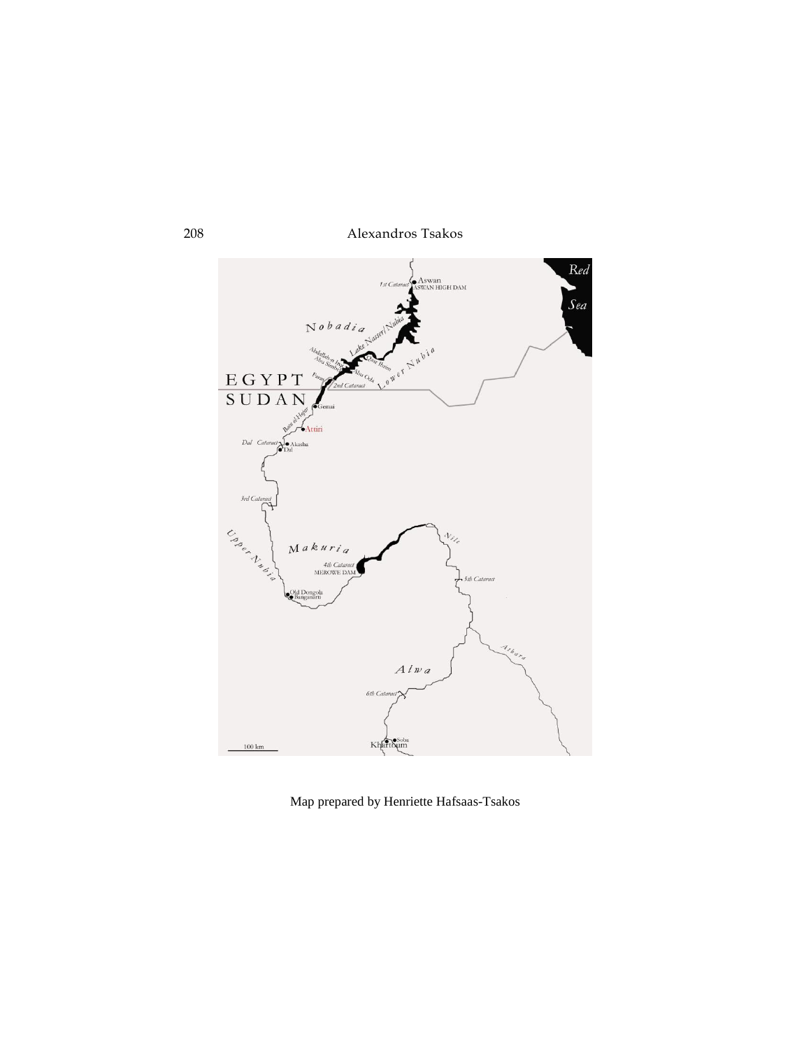Map prepared by Henriette Hafsaas-Tsakos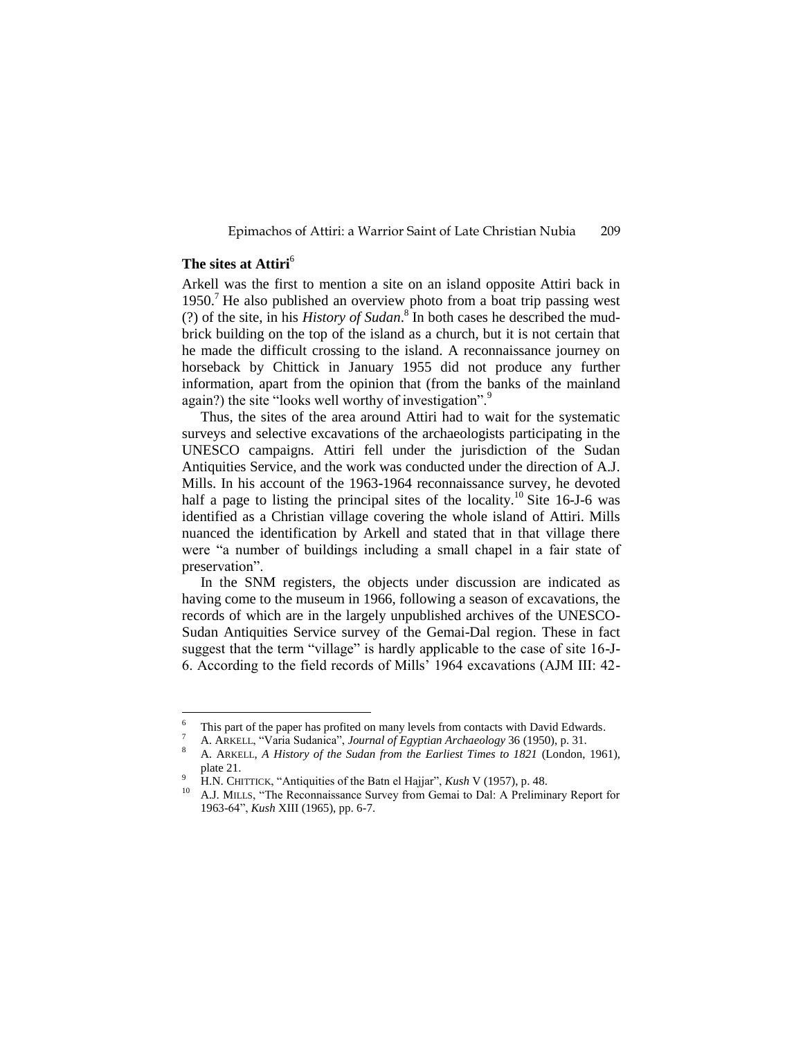## The sites at Attiri[6]

Arkell was the first to mention a site on an island opposite Attiri back in 1950.[7] He also published an overview photo from a boat trip passing west (?) of the site, in his *History of Sudan*.[8] In both cases he described the mud-brick building on the top of the island as a church, but it is not certain that he made the difficult crossing to the island. A reconnaissance journey on horseback by Chittick in January 1955 did not produce any further information, apart from the opinion that (from the banks of the mainland again?) the site "looks well worthy of investigation".[9]

Thus, the sites of the area around Attiri had to wait for the systematic surveys and selective excavations of the archaeologists participating in the UNESCO campaigns. Attiri fell under the jurisdiction of the Sudan Antiquities Service, and the work was conducted under the direction of A.J. Mills. In his account of the 1963-1964 reconnaissance survey, he devoted half a page to listing the principal sites of the locality.[10] Site 16-J-6 was identified as a Christian village covering the whole island of Attiri. Mills nuanced the identification by Arkell and stated that in that village there were "a number of buildings including a small chapel in a fair state of preservation".

In the SNM registers, the objects under discussion are indicated as having come to the museum in 1966, following a season of excavations, the records of which are in the largely unpublished archives of the UNESCO-Sudan Antiquities Service survey of the Gemai-Dal region. These in fact suggest that the term "village" is hardly applicable to the case of site 16-J-6. According to the field records of Mills' 1964 excavations (AJM III: 42-

---

[6] This part of the paper has profited on many levels from contacts with David Edwards.

[7] A. Arkell, "Varia Sudanica", *Journal of Egyptian Archaeology* 36 (1950), p. 31.

[8] A. Arkell, *A History of the Sudan from the Earliest Times to 1821* (London, 1961), plate 21.

[9] H.N. Chittick, "Antiquities of the Batn el Hajjar", *Kush* V (1957), p. 48.

[10] A.J. Mills, "The Reconnaissance Survey from Gemai to Dal: A Preliminary Report for 1963-64", *Kush* XIII (1965), pp. 6-7.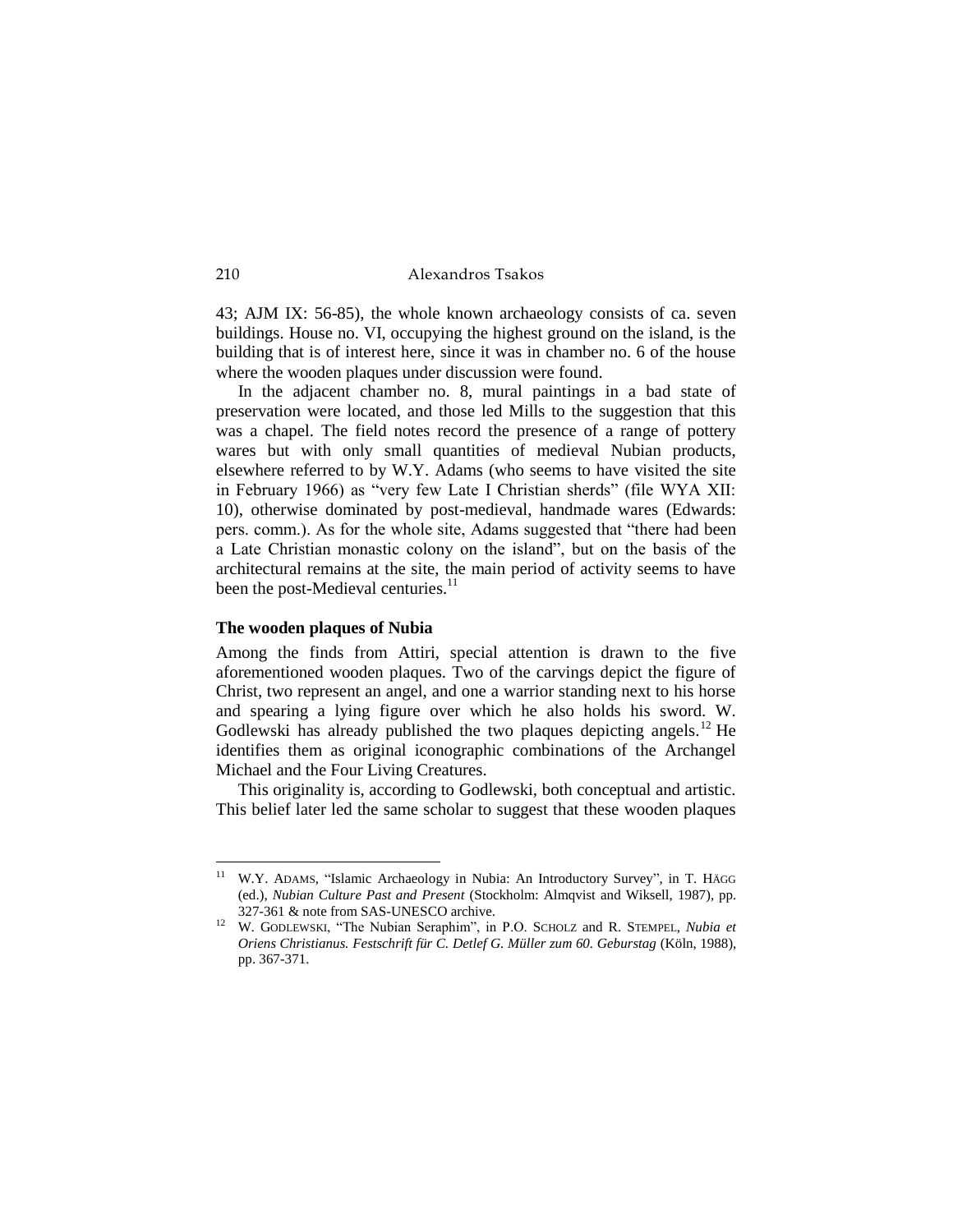43; AJM IX: 56-85), the whole known archaeology consists of ca. seven buildings. House no. VI, occupying the highest ground on the island, is the building that is of interest here, since it was in chamber no. 6 of the house where the wooden plaques under discussion were found.

In the adjacent chamber no. 8, mural paintings in a bad state of preservation were located, and those led Mills to the suggestion that this was a chapel. The field notes record the presence of a range of pottery wares but with only small quantities of medieval Nubian products, elsewhere referred to by W.Y. Adams (who seems to have visited the site in February 1966) as "very few Late I Christian sherds" (file WYA XII: 10), otherwise dominated by post-medieval, handmade wares (Edwards: pers. comm.). As for the whole site, Adams suggested that "there had been a Late Christian monastic colony on the island", but on the basis of the architectural remains at the site, the main period of activity seems to have been the post-Medieval centuries.[11]

### The wooden plaques of Nubia

Among the finds from Attiri, special attention is drawn to the five aforementioned wooden plaques. Two of the carvings depict the figure of Christ, two represent an angel, and one a warrior standing next to his horse and spearing a lying figure over which he also holds his sword. W. Godlewski has already published the two plaques depicting angels.[12] He identifies them as original iconographic combinations of the Archangel Michael and the Four Living Creatures.

This originality is, according to Godlewski, both conceptual and artistic. This belief later led the same scholar to suggest that these wooden plaques

---

[11] W.Y. ADAMS, "Islamic Archaeology in Nubia: An Introductory Survey", in T. HÄGG (ed.), *Nubian Culture Past and Present* (Stockholm: Almqvist and Wiksell, 1987), pp. 327-361 & note from SAS-UNESCO archive.

[12] W. GODLEWSKI, "The Nubian Seraphim", in P.O. SCHOLZ and R. STEMPEL, *Nubia et Oriens Christianus. Festschrift für C. Detlef G. Müller zum 60. Geburstag* (Köln, 1988), pp. 367-371.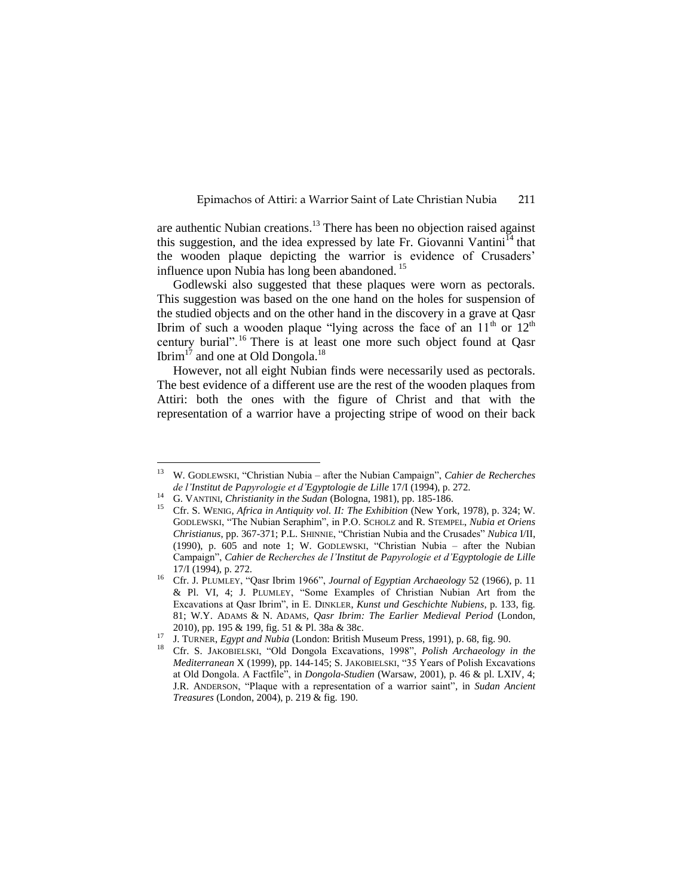are authentic Nubian creations.[13] There has been no objection raised against this suggestion, and the idea expressed by late Fr. Giovanni Vantini[14] that the wooden plaque depicting the warrior is evidence of Crusaders' influence upon Nubia has long been abandoned.[15]

Godlewski also suggested that these plaques were worn as pectorals. This suggestion was based on the one hand on the holes for suspension of the studied objects and on the other hand in the discovery in a grave at Qasr Ibrim of such a wooden plaque "lying across the face of an 11th or 12th century burial".[16] There is at least one more such object found at Qasr Ibrim[17] and one at Old Dongola.[18]

However, not all eight Nubian finds were necessarily used as pectorals. The best evidence of a different use are the rest of the wooden plaques from Attiri: both the ones with the figure of Christ and that with the representation of a warrior have a projecting stripe of wood on their back

---

[13] W. Godlewski, "Christian Nubia – after the Nubian Campaign", *Cahier de Recherches de l'Institut de Papyrologie et d'Egyptologie de Lille* 17/I (1994), p. 272.

[14] G. Vantini, *Christianity in the Sudan* (Bologna, 1981), pp. 185-186.

[15] Cfr. S. Wenig, *Africa in Antiquity vol. II: The Exhibition* (New York, 1978), p. 324; W. Godlewski, "The Nubian Seraphim", in P.O. Scholz and R. Stempel, *Nubia et Oriens Christianus*, pp. 367-371; P.L. Shinnie, "Christian Nubia and the Crusades" *Nubica* I/II, (1990), p. 605 and note 1; W. Godlewski, "Christian Nubia – after the Nubian Campaign", *Cahier de Recherches de l'Institut de Papyrologie et d'Egyptologie de Lille* 17/I (1994), p. 272.

[16] Cfr. J. Plumley, "Qasr Ibrim 1966", *Journal of Egyptian Archaeology* 52 (1966), p. 11 & Pl. VI, 4; J. Plumley, "Some Examples of Christian Nubian Art from the Excavations at Qasr Ibrim", in E. Dinkler, *Kunst und Geschichte Nubiens*, p. 133, fig. 81; W.Y. Adams & N. Adams, *Qasr Ibrim: The Earlier Medieval Period* (London, 2010), pp. 195 & 199, fig. 51 & Pl. 38a & 38c.

[17] J. Turner, *Egypt and Nubia* (London: British Museum Press, 1991), p. 68, fig. 90.

[18] Cfr. S. Jakobielski, "Old Dongola Excavations, 1998", *Polish Archaeology in the Mediterranean* X (1999), pp. 144-145; S. Jakobielski, "35 Years of Polish Excavations at Old Dongola. A Factfile", in *Dongola-Studien* (Warsaw, 2001), p. 46 & pl. LXIV, 4; J.R. Anderson, "Plaque with a representation of a warrior saint", in *Sudan Ancient Treasures* (London, 2004), p. 219 & fig. 190.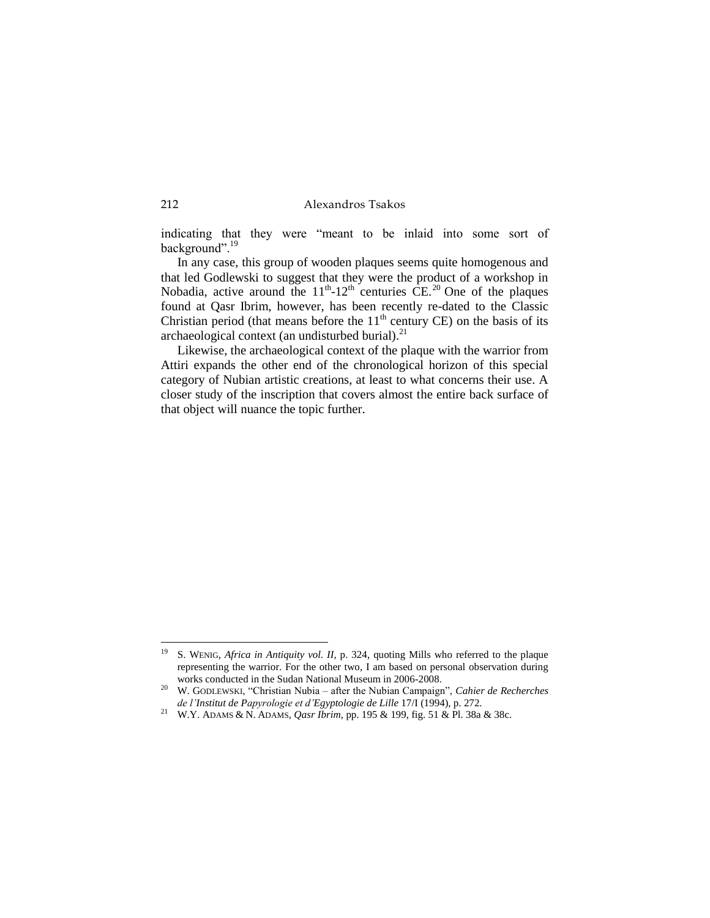indicating that they were “meant to be inlaid into some sort of background”.[19]

In any case, this group of wooden plaques seems quite homogenous and that led Godlewski to suggest that they were the product of a workshop in Nobadia, active around the 11th-12th centuries CE.[20] One of the plaques found at Qasr Ibrim, however, has been recently re-dated to the Classic Christian period (that means before the 11th century CE) on the basis of its archaeological context (an undisturbed burial).[21]

Likewise, the archaeological context of the plaque with the warrior from Attiri expands the other end of the chronological horizon of this special category of Nubian artistic creations, at least to what concerns their use. A closer study of the inscription that covers almost the entire back surface of that object will nuance the topic further.

---

[19] S. Wenig, *Africa in Antiquity vol. II*, p. 324, quoting Mills who referred to the plaque representing the warrior. For the other two, I am based on personal observation during works conducted in the Sudan National Museum in 2006-2008.

[20] W. Godlewski, “Christian Nubia – after the Nubian Campaign”, *Cahier de Recherches de l’Institut de Papyrologie et d’Egyptologie de Lille* 17/I (1994), p. 272.

[21] W.Y. Adams & N. Adams, *Qasr Ibrim*, pp. 195 & 199, fig. 51 & Pl. 38a & 38c.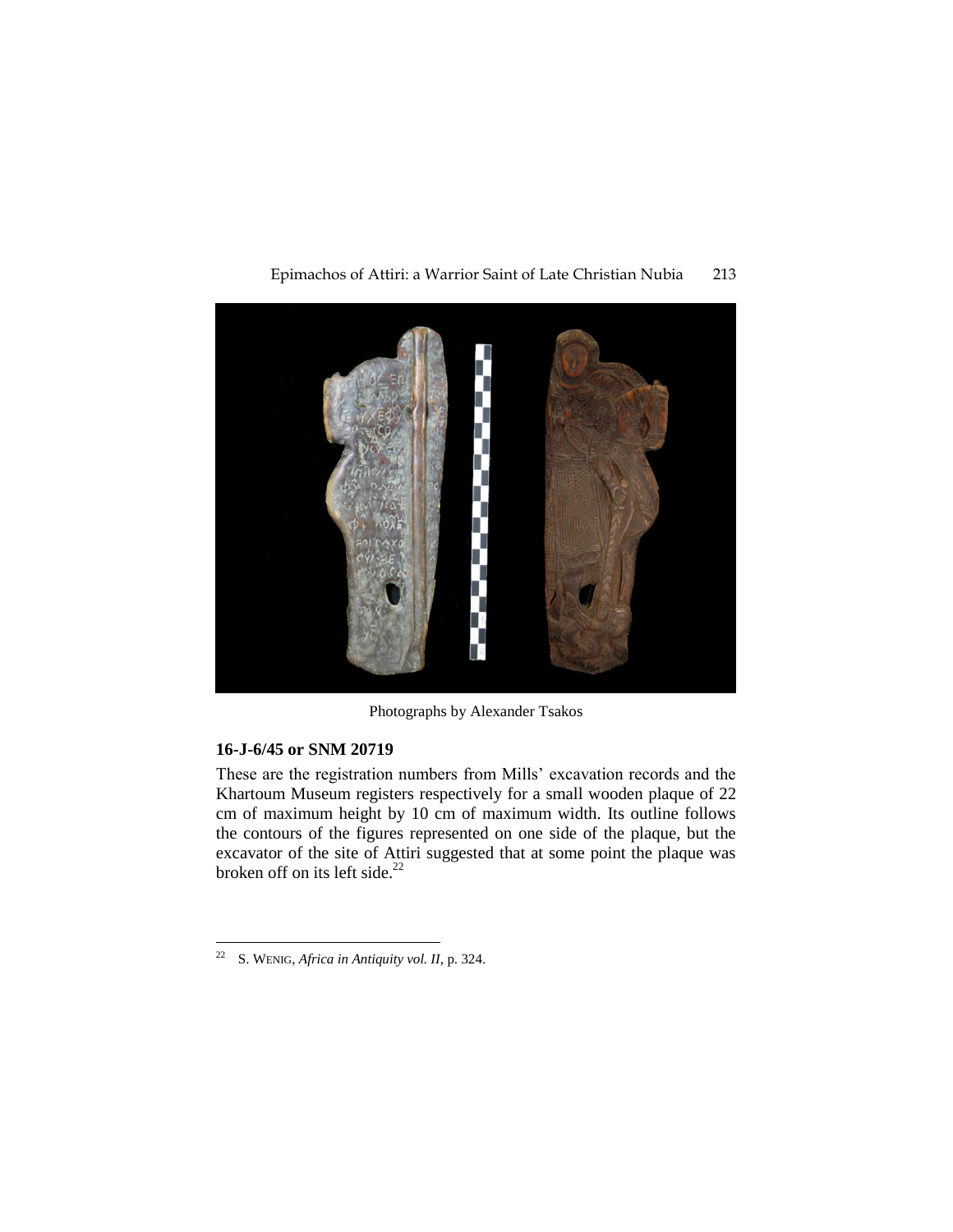Photographs by Alexander Tsakos

### 16-J-6/45 or SNM 20719

These are the registration numbers from Mills' excavation records and the Khartoum Museum registers respectively for a small wooden plaque of 22 cm of maximum height by 10 cm of maximum width. Its outline follows the contours of the figures represented on one side of the plaque, but the excavator of the site of Attiri suggested that at some point the plaque was broken off on its left side.[22]

[22] S. WENIG, *Africa in Antiquity vol. II*, p. 324.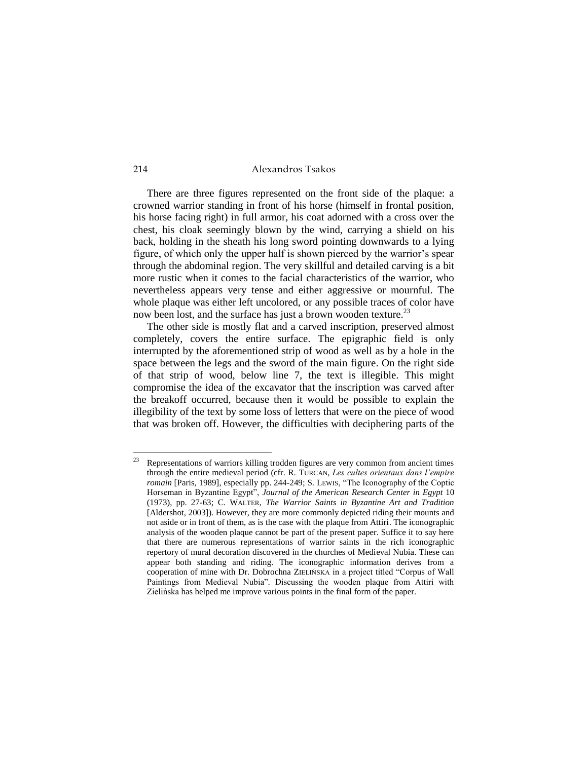There are three figures represented on the front side of the plaque: a crowned warrior standing in front of his horse (himself in frontal position, his horse facing right) in full armor, his coat adorned with a cross over the chest, his cloak seemingly blown by the wind, carrying a shield on his back, holding in the sheath his long sword pointing downwards to a lying figure, of which only the upper half is shown pierced by the warrior's spear through the abdominal region. The very skillful and detailed carving is a bit more rustic when it comes to the facial characteristics of the warrior, who nevertheless appears very tense and either aggressive or mournful. The whole plaque was either left uncolored, or any possible traces of color have now been lost, and the surface has just a brown wooden texture.[23]

The other side is mostly flat and a carved inscription, preserved almost completely, covers the entire surface. The epigraphic field is only interrupted by the aforementioned strip of wood as well as by a hole in the space between the legs and the sword of the main figure. On the right side of that strip of wood, below line 7, the text is illegible. This might compromise the idea of the excavator that the inscription was carved after the breakoff occurred, because then it would be possible to explain the illegibility of the text by some loss of letters that were on the piece of wood that was broken off. However, the difficulties with deciphering parts of the

---

[23] Representations of warriors killing trodden figures are very common from ancient times through the entire medieval period (cfr. R. TURCAN, *Les cultes orientaux dans l'empire romain* [Paris, 1989], especially pp. 244-249; S. LEWIS, "The Iconography of the Coptic Horseman in Byzantine Egypt", *Journal of the American Research Center in Egypt* 10 (1973), pp. 27-63; C. WALTER, *The Warrior Saints in Byzantine Art and Tradition* [Aldershot, 2003]). However, they are more commonly depicted riding their mounts and not aside or in front of them, as is the case with the plaque from Attiri. The iconographic analysis of the wooden plaque cannot be part of the present paper. Suffice it to say here that there are numerous representations of warrior saints in the rich iconographic repertory of mural decoration discovered in the churches of Medieval Nubia. These can appear both standing and riding. The iconographic information derives from a cooperation of mine with Dr. Dobrochna ZIELIŃSKA in a project titled "Corpus of Wall Paintings from Medieval Nubia". Discussing the wooden plaque from Attiri with Zielińska has helped me improve various points in the final form of the paper.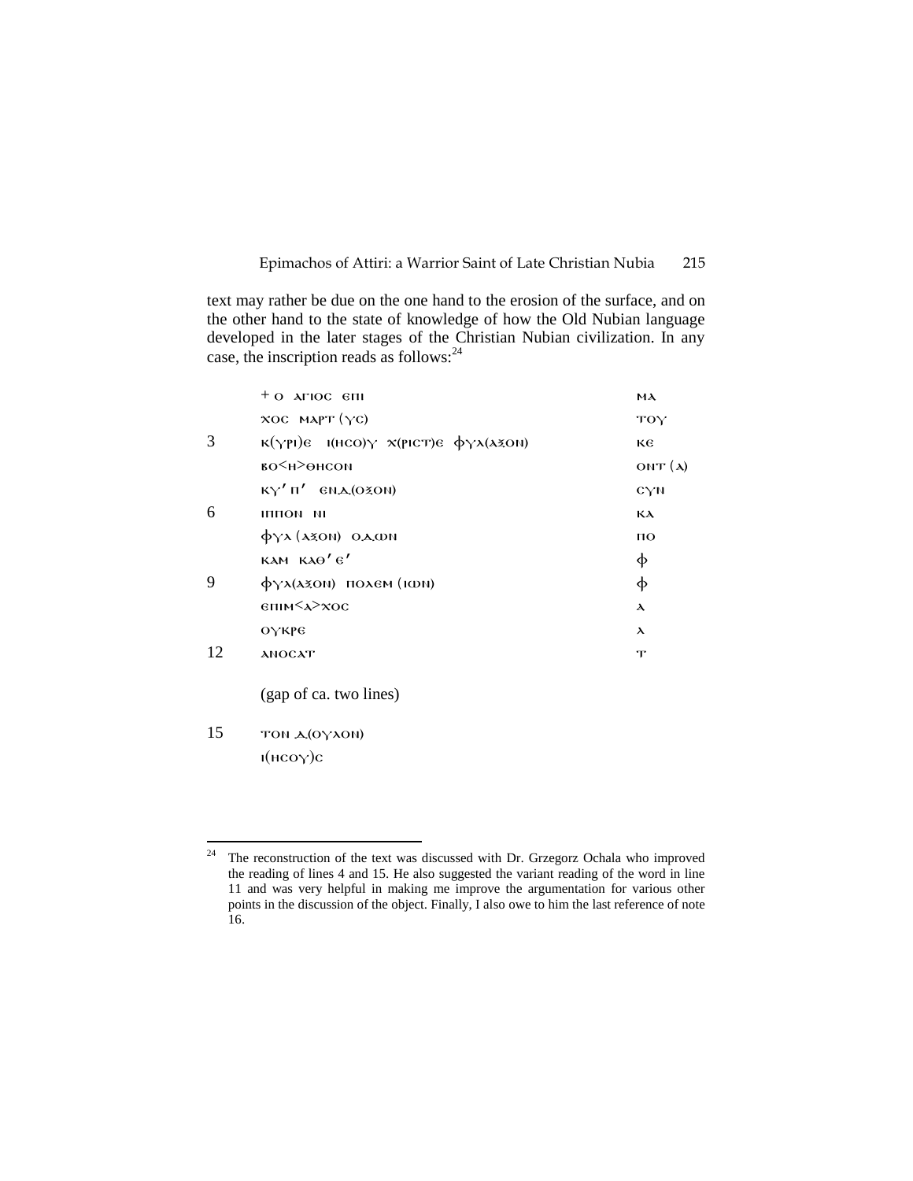text may rather be due on the one hand to the erosion of the surface, and on the other hand to the state of knowledge of how the Old Nubian language developed in the later stages of the Christian Nubian civilization. In any case, the inscription reads as follows:[24]

| | | |
|---|---|---|
| | + ⲟ ⲁⲅⲓⲟⲥ ⲉⲡⲓ | ⲙⲁ |
| | ⲭⲟⲥ ⲙⲁⲣⲧ(ⲩⲥ) | ⲧⲟⲩ |
| 3 | ⲕ(ⲩⲣⲓ)ⲉ ⲓ(ⲏⲥⲟ)ⲩ ⲭ(ⲣⲓⲥⲧ)ⲉ ⲫⲩⲗ(ⲁⳝⲟⲛ) | ⲕⲉ |
| | ⲃⲟ<ⲏ>ⲑⲏⲥⲟⲛ | ⲟⲛⲧ(ⲁ) |
| | ⲕⲩʹ ⲡʹ ⲉⲛⲁ(ⲟⳝⲟⲛ) | ⲥⲩⲛ |
| 6 | ⲓⲡⲡⲟⲛ ⲛⲓ | ⲕⲁ |
| | ⲫⲩⲗ(ⲁⳝⲟⲛ) ⲟⲁⲱⲛ | ⲡⲟ |
| | ⲕⲁⲙ ⲕⲁⲑʹ ⲉʹ | ⲫ |
| 9 | ⲫⲩⲗ(ⲁⳝⲟⲛ) ⲡⲟⲗⲉⲙ(ⲓⲱⲛ) | ⲫ |
| | ⲉⲡⲓⲙ<ⲁ>ⲭⲟⲥ | ⲗ |
| | ⲟⲩⲕⲣⲉ | ⲗ |
| 12 | ⲁⲛⲟⲥⲁⲧ | ⲧ |

(gap of ca. two lines)

| | |
|---|---|
| 15 | ⲧⲟⲛ ⲁ(ⲟⲩⲗⲟⲛ) |
| | ⲓ(ⲏⲥⲟⲩ)ⲥ |

[24] The reconstruction of the text was discussed with Dr. Grzegorz Ochala who improved the reading of lines 4 and 15. He also suggested the variant reading of the word in line 11 and was very helpful in making me improve the argumentation for various other points in the discussion of the object. Finally, I also owe to him the last reference of note 16.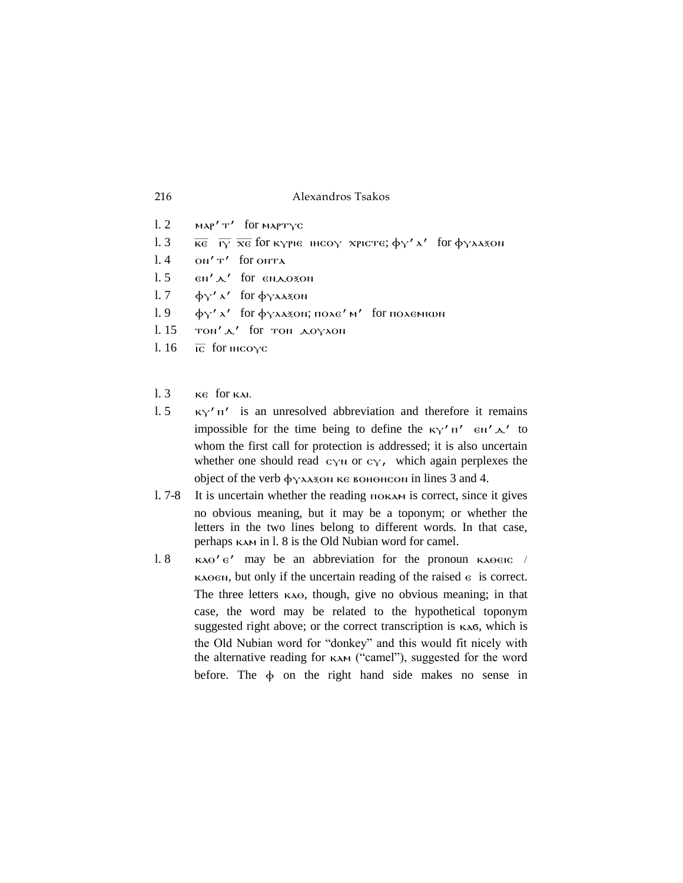l. 2 μαρʹ τʹ for μαρτυς

l. 3 $\overline{κε}$ $\overline{ιυ}$ $\overline{χε}$ for κυριε ιησου χριστε; φυʹ λʹ for φυλαξον

l. 4 ονʹ τʹ for οντα

l. 5 ενʹ δʹ for ενδοξον

l. 7 φυʹ λʹ for φυλαξον

l. 9 φυʹ λʹ for φυλαξον; πολεʹ μʹ for πολεμιων

l. 15 τονʹ δʹ for τον δουλον

l. 16 $\overline{ιc}$ for ιησους

l. 3 κε for και.

l. 5 κυʹ πʹ is an unresolved abbreviation and therefore it remains impossible for the time being to define the κυʹ πʹ ενʹ δʹ to whom the first call for protection is addressed; it is also uncertain whether one should read cυν or cυ, which again perplexes the object of the verb φυλαξον κε βοηθηcον in lines 3 and 4.

l. 7-8 It is uncertain whether the reading ποκαμ is correct, since it gives no obvious meaning, but it may be a toponym; or whether the letters in the two lines belong to different words. In that case, perhaps καμ in l. 8 is the Old Nubian word for camel.

l. 8 καθʹ εʹ may be an abbreviation for the pronoun καθειc / καθειν, but only if the uncertain reading of the raised ε is correct. The three letters καθ, though, give no obvious meaning; in that case, the word may be related to the hypothetical toponym suggested right above; or the correct transcription is καϭ, which is the Old Nubian word for "donkey" and this would fit nicely with the alternative reading for καμ ("camel"), suggested for the word before. The φ on the right hand side makes no sense in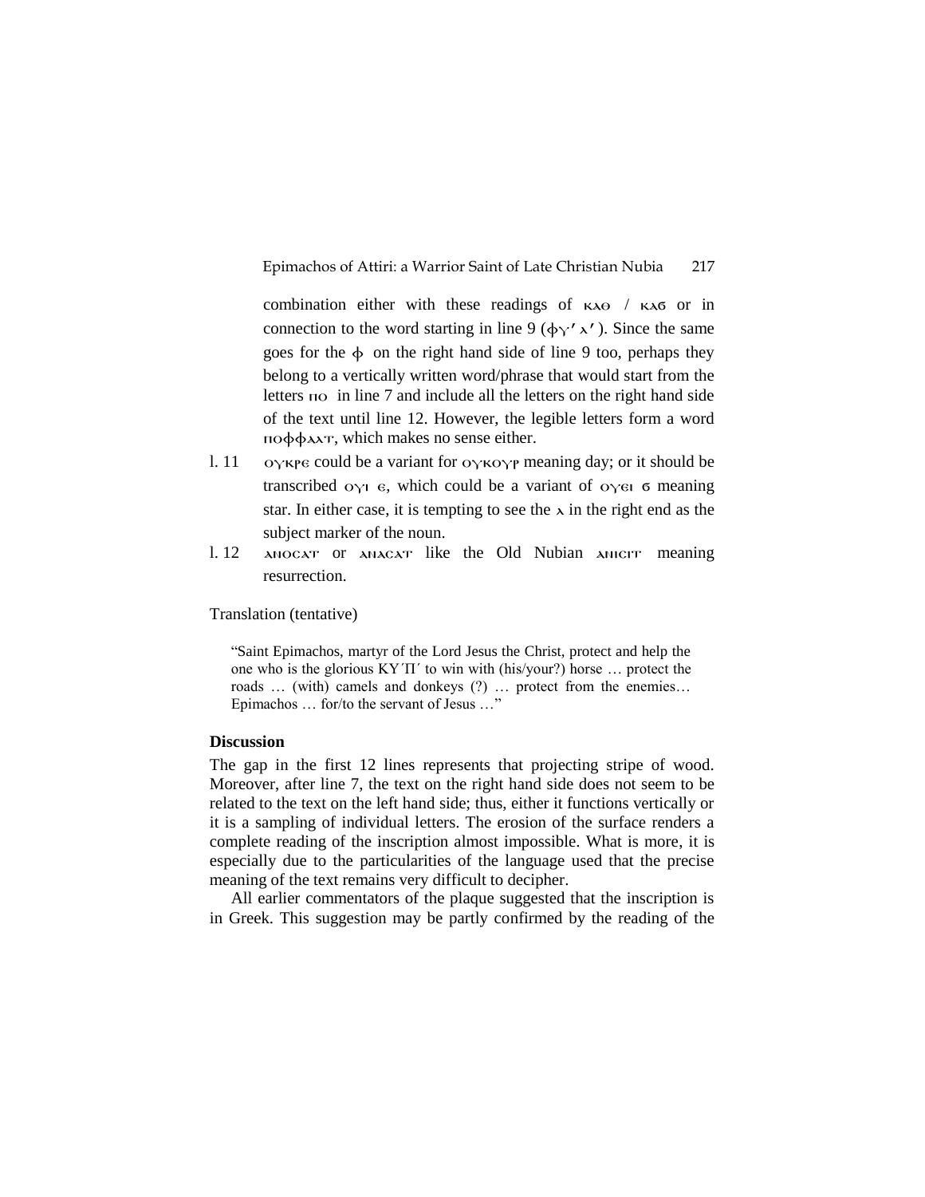combination either with these readings of ⲕⲗⲑ / ⲕⲗϭ or in connection to the word starting in line 9 (ⲫⲩ′ⲗ′). Since the same goes for the ⲫ on the right hand side of line 9 too, perhaps they belong to a vertically written word/phrase that would start from the letters ⲡⲟ in line 7 and include all the letters on the right hand side of the text until line 12. However, the legible letters form a word ⲡⲟⲫⲫⲗⲗⲧ, which makes no sense either.

l. 11 ⲟⲩⲕⲣⲉ could be a variant for ⲟⲩⲕⲟⲩⲣ meaning day; or it should be transcribed ⲟⲩⲓ ⲉ, which could be a variant of ⲟⲩⲉⲓ ϭ meaning star. In either case, it is tempting to see the ⲗ in the right end as the subject marker of the noun.

l. 12 ⲗⲛⲟⲥⲗⲧ or ⲗⲛⲁⲥⲗⲧ like the Old Nubian ⲗⲛⲛⲥⲓⲧ meaning resurrection.

Translation (tentative)

> "Saint Epimachos, martyr of the Lord Jesus the Christ, protect and help the one who is the glorious ΚΥ΄Π΄ to win with (his/your?) horse … protect the roads … (with) camels and donkeys (?) … protect from the enemies… Epimachos … for/to the servant of Jesus …"

**Discussion**

The gap in the first 12 lines represents that projecting stripe of wood. Moreover, after line 7, the text on the right hand side does not seem to be related to the text on the left hand side; thus, either it functions vertically or it is a sampling of individual letters. The erosion of the surface renders a complete reading of the inscription almost impossible. What is more, it is especially due to the particularities of the language used that the precise meaning of the text remains very difficult to decipher.

All earlier commentators of the plaque suggested that the inscription is in Greek. This suggestion may be partly confirmed by the reading of the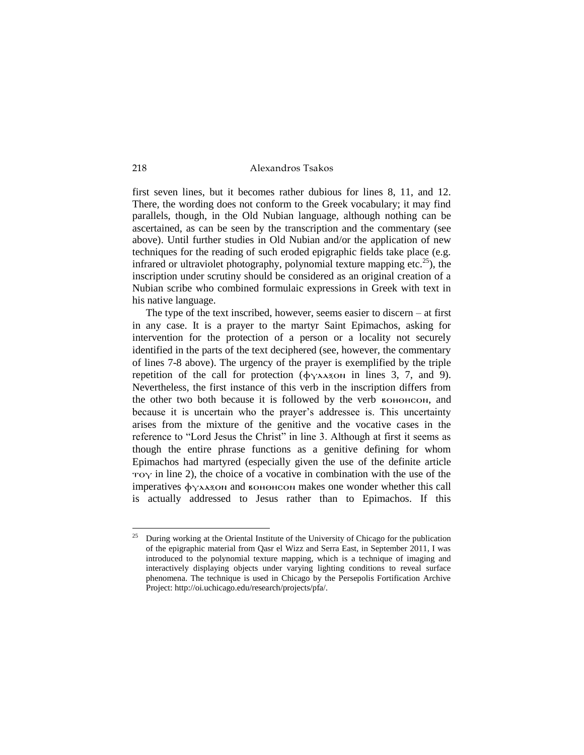first seven lines, but it becomes rather dubious for lines 8, 11, and 12. There, the wording does not conform to the Greek vocabulary; it may find parallels, though, in the Old Nubian language, although nothing can be ascertained, as can be seen by the transcription and the commentary (see above). Until further studies in Old Nubian and/or the application of new techniques for the reading of such eroded epigraphic fields take place (e.g. infrared or ultraviolet photography, polynomial texture mapping etc.[25]), the inscription under scrutiny should be considered as an original creation of a Nubian scribe who combined formulaic expressions in Greek with text in his native language.

The type of the text inscribed, however, seems easier to discern – at first in any case. It is a prayer to the martyr Saint Epimachos, asking for intervention for the protection of a person or a locality not securely identified in the parts of the text deciphered (see, however, the commentary of lines 7-8 above). The urgency of the prayer is exemplified by the triple repetition of the call for protection (φυλαξον in lines 3, 7, and 9). Nevertheless, the first instance of this verb in the inscription differs from the other two both because it is followed by the verb βοηθησον, and because it is uncertain who the prayer's addressee is. This uncertainty arises from the mixture of the genitive and the vocative cases in the reference to "Lord Jesus the Christ" in line 3. Although at first it seems as though the entire phrase functions as a genitive defining for whom Epimachos had martyred (especially given the use of the definite article του in line 2), the choice of a vocative in combination with the use of the imperatives φυλαξον and βοηθησον makes one wonder whether this call is actually addressed to Jesus rather than to Epimachos. If this

---

[25] During working at the Oriental Institute of the University of Chicago for the publication of the epigraphic material from Qasr el Wizz and Serra East, in September 2011, I was introduced to the polynomial texture mapping, which is a technique of imaging and interactively displaying objects under varying lighting conditions to reveal surface phenomena. The technique is used in Chicago by the Persepolis Fortification Archive Project: http://oi.uchicago.edu/research/projects/pfa/.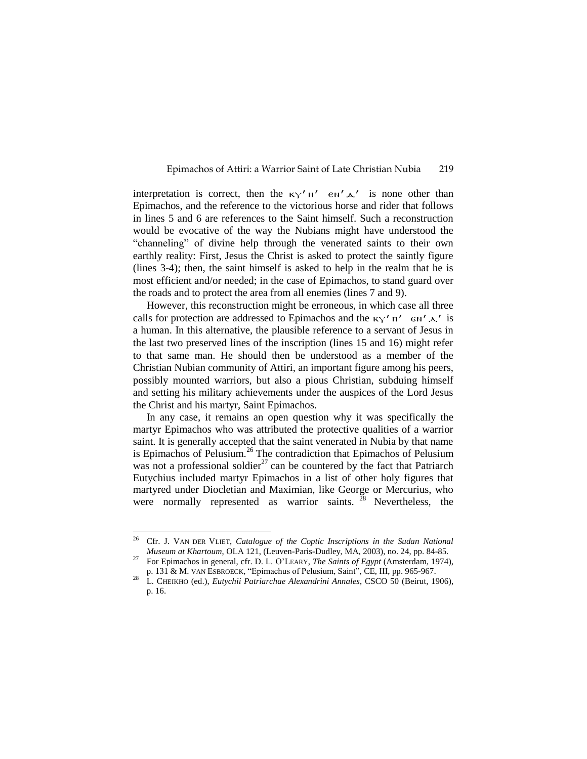interpretation is correct, then the ⲕⲩ'ⲡ' ⲉⲛ'ⲁ' is none other than Epimachos, and the reference to the victorious horse and rider that follows in lines 5 and 6 are references to the Saint himself. Such a reconstruction would be evocative of the way the Nubians might have understood the "channeling" of divine help through the venerated saints to their own earthly reality: First, Jesus the Christ is asked to protect the saintly figure (lines 3-4); then, the saint himself is asked to help in the realm that he is most efficient and/or needed; in the case of Epimachos, to stand guard over the roads and to protect the area from all enemies (lines 7 and 9).

However, this reconstruction might be erroneous, in which case all three calls for protection are addressed to Epimachos and the ⲕⲩ'ⲡ' ⲉⲛ'ⲁ' is a human. In this alternative, the plausible reference to a servant of Jesus in the last two preserved lines of the inscription (lines 15 and 16) might refer to that same man. He should then be understood as a member of the Christian Nubian community of Attiri, an important figure among his peers, possibly mounted warriors, but also a pious Christian, subduing himself and setting his military achievements under the auspices of the Lord Jesus the Christ and his martyr, Saint Epimachos.

In any case, it remains an open question why it was specifically the martyr Epimachos who was attributed the protective qualities of a warrior saint. It is generally accepted that the saint venerated in Nubia by that name is Epimachos of Pelusium.[26] The contradiction that Epimachos of Pelusium was not a professional soldier[27] can be countered by the fact that Patriarch Eutychius included martyr Epimachos in a list of other holy figures that martyred under Diocletian and Maximian, like George or Mercurius, who were normally represented as warrior saints.[28] Nevertheless, the

---

[26] Cfr. J. VAN DER VLIET, *Catalogue of the Coptic Inscriptions in the Sudan National Museum at Khartoum*, OLA 121, (Leuven-Paris-Dudley, MA, 2003), no. 24, pp. 84-85.

[27] For Epimachos in general, cfr. D. L. O'LEARY, *The Saints of Egypt* (Amsterdam, 1974), p. 131 & M. VAN ESBROECK, "Epimachus of Pelusium, Saint", CE, III, pp. 965-967.

[28] L. CHEIKHO (ed.), *Eutychii Patriarchae Alexandrini Annales*, CSCO 50 (Beirut, 1906), p. 16.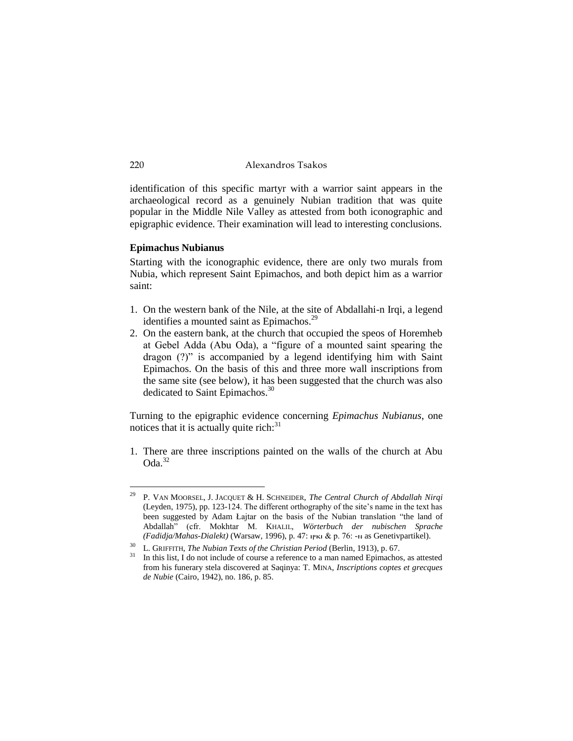identification of this specific martyr with a warrior saint appears in the archaeological record as a genuinely Nubian tradition that was quite popular in the Middle Nile Valley as attested from both iconographic and epigraphic evidence. Their examination will lead to interesting conclusions.

**Epimachus Nubianus**

Starting with the iconographic evidence, there are only two murals from Nubia, which represent Saint Epimachos, and both depict him as a warrior saint:

1. On the western bank of the Nile, at the site of Abdallahi-n Irqi, a legend identifies a mounted saint as Epimachos.[29]
2. On the eastern bank, at the church that occupied the speos of Horemheb at Gebel Adda (Abu Oda), a "figure of a mounted saint spearing the dragon (?)" is accompanied by a legend identifying him with Saint Epimachos. On the basis of this and three more wall inscriptions from the same site (see below), it has been suggested that the church was also dedicated to Saint Epimachos.[30]

Turning to the epigraphic evidence concerning *Epimachus Nubianus*, one notices that it is actually quite rich:[31]

1. There are three inscriptions painted on the walls of the church at Abu Oda.[32]

---

[29] P. VAN MOORSEL, J. JACQUET & H. SCHNEIDER, *The Central Church of Abdallah Nirqi* (Leyden, 1975), pp. 123-124. The different orthography of the site's name in the text has been suggested by Adam Łajtar on the basis of the Nubian translation "the land of Abdallah" (cfr. Mokhtar M. KHALIL, *Wörterbuch der nubischen Sprache (Fadidja/Mahas-Dialekt)* (Warsaw, 1996), p. 47: ιρκι & p. 76: -n as Genetivpartikel).

[30] L. GRIFFITH, *The Nubian Texts of the Christian Period* (Berlin, 1913), p. 67.

[31] In this list, I do not include of course a reference to a man named Epimachos, as attested from his funerary stela discovered at Saqinya: T. MINA, *Inscriptions coptes et grecques de Nubie* (Cairo, 1942), no. 186, p. 85.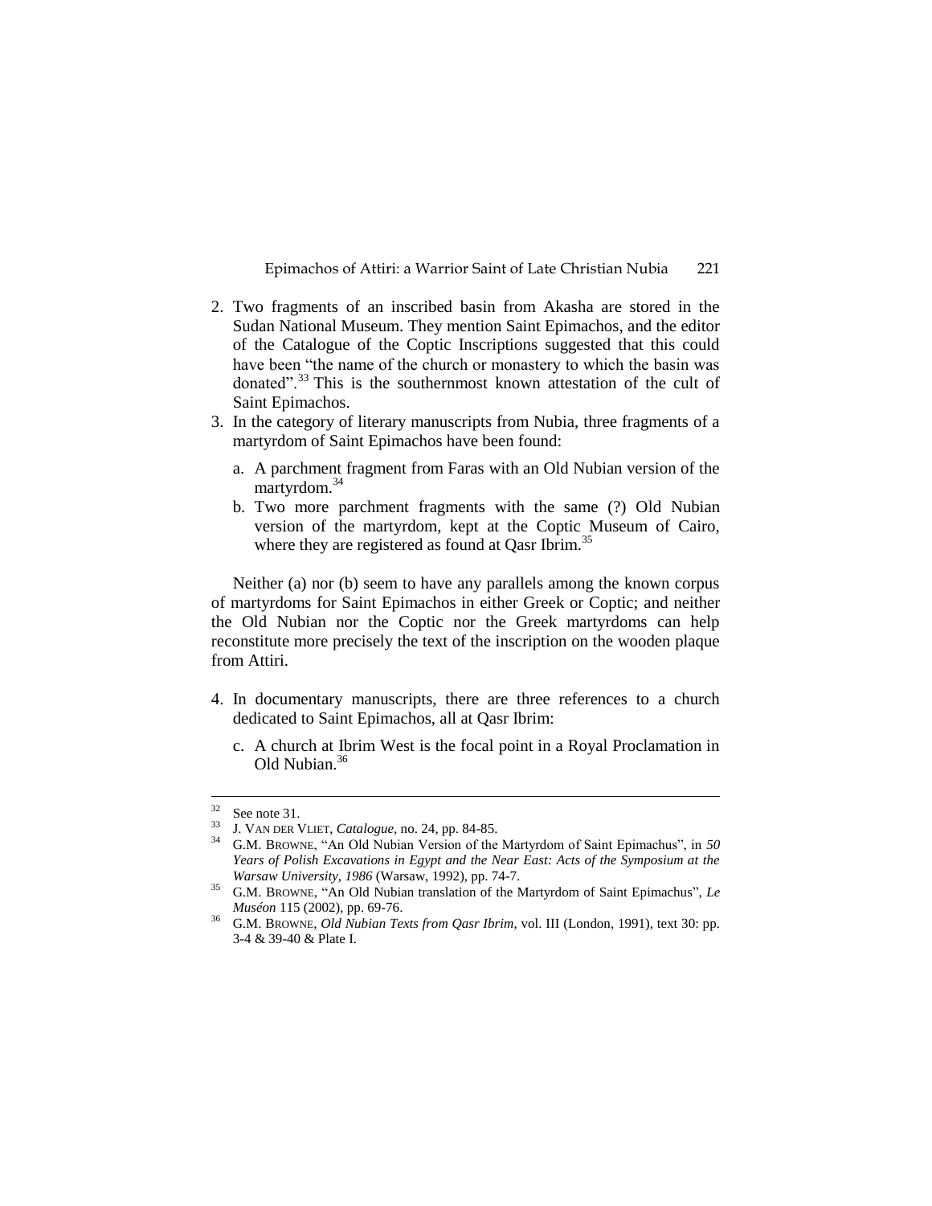2. Two fragments of an inscribed basin from Akasha are stored in the Sudan National Museum. They mention Saint Epimachos, and the editor of the Catalogue of the Coptic Inscriptions suggested that this could have been "the name of the church or monastery to which the basin was donated".[33] This is the southernmost known attestation of the cult of Saint Epimachos.
3. In the category of literary manuscripts from Nubia, three fragments of a martyrdom of Saint Epimachos have been found:
   a. A parchment fragment from Faras with an Old Nubian version of the martyrdom.[34]
   b. Two more parchment fragments with the same (?) Old Nubian version of the martyrdom, kept at the Coptic Museum of Cairo, where they are registered as found at Qasr Ibrim.[35]

Neither (a) nor (b) seem to have any parallels among the known corpus of martyrdoms for Saint Epimachos in either Greek or Coptic; and neither the Old Nubian nor the Coptic nor the Greek martyrdoms can help reconstitute more precisely the text of the inscription on the wooden plaque from Attiri.

4. In documentary manuscripts, there are three references to a church dedicated to Saint Epimachos, all at Qasr Ibrim:
   c. A church at Ibrim West is the focal point in a Royal Proclamation in Old Nubian.[36]

---

[32] See note 31.

[33] J. VAN DER VLIET, *Catalogue*, no. 24, pp. 84-85.

[34] G.M. BROWNE, "An Old Nubian Version of the Martyrdom of Saint Epimachus", in *50 Years of Polish Excavations in Egypt and the Near East: Acts of the Symposium at the Warsaw University, 1986* (Warsaw, 1992), pp. 74-7.

[35] G.M. BROWNE, "An Old Nubian translation of the Martyrdom of Saint Epimachus", *Le Muséon* 115 (2002), pp. 69-76.

[36] G.M. BROWNE, *Old Nubian Texts from Qasr Ibrim*, vol. III (London, 1991), text 30: pp. 3-4 & 39-40 & Plate I.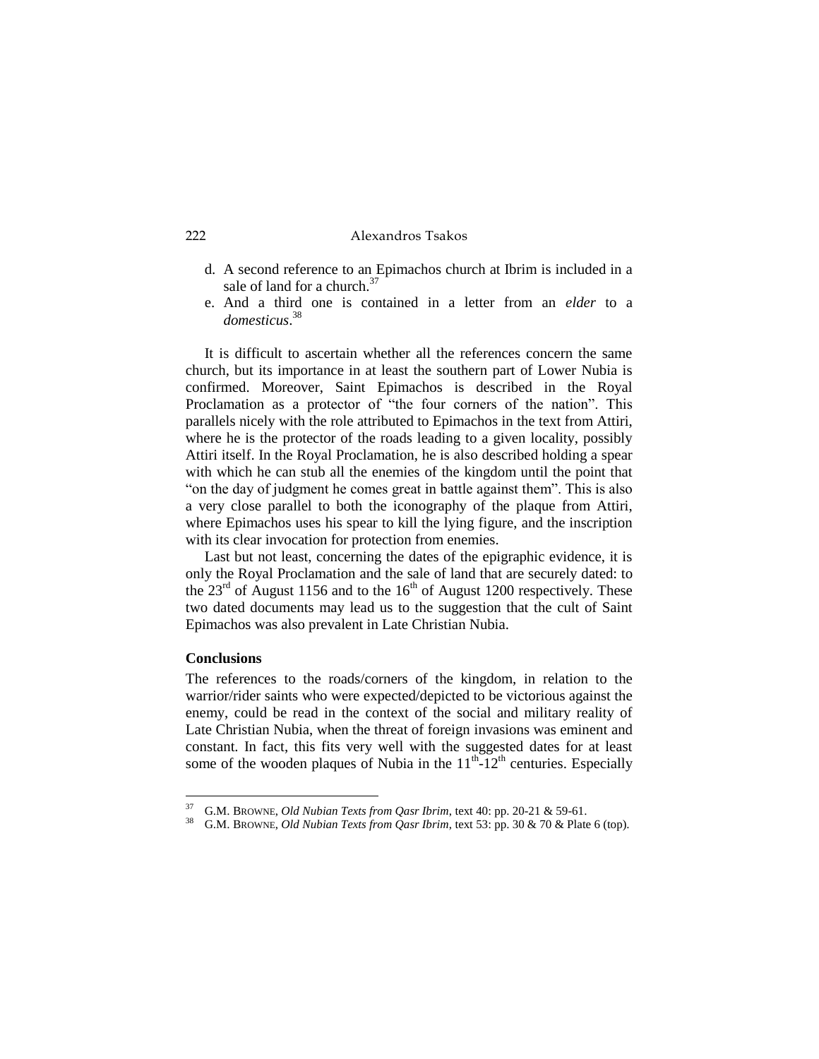d. A second reference to an Epimachos church at Ibrim is included in a sale of land for a church.[37]
e. And a third one is contained in a letter from an *elder* to a *domesticus*.[38]

It is difficult to ascertain whether all the references concern the same church, but its importance in at least the southern part of Lower Nubia is confirmed. Moreover, Saint Epimachos is described in the Royal Proclamation as a protector of "the four corners of the nation". This parallels nicely with the role attributed to Epimachos in the text from Attiri, where he is the protector of the roads leading to a given locality, possibly Attiri itself. In the Royal Proclamation, he is also described holding a spear with which he can stub all the enemies of the kingdom until the point that "on the day of judgment he comes great in battle against them". This is also a very close parallel to both the iconography of the plaque from Attiri, where Epimachos uses his spear to kill the lying figure, and the inscription with its clear invocation for protection from enemies.

Last but not least, concerning the dates of the epigraphic evidence, it is only the Royal Proclamation and the sale of land that are securely dated: to the 23rd of August 1156 and to the 16th of August 1200 respectively. These two dated documents may lead us to the suggestion that the cult of Saint Epimachos was also prevalent in Late Christian Nubia.

**Conclusions**

The references to the roads/corners of the kingdom, in relation to the warrior/rider saints who were expected/depicted to be victorious against the enemy, could be read in the context of the social and military reality of Late Christian Nubia, when the threat of foreign invasions was eminent and constant. In fact, this fits very well with the suggested dates for at least some of the wooden plaques of Nubia in the 11th-12th centuries. Especially

---

[37] G.M. BROWNE, *Old Nubian Texts from Qasr Ibrim*, text 40: pp. 20-21 & 59-61.

[38] G.M. BROWNE, *Old Nubian Texts from Qasr Ibrim*, text 53: pp. 30 & 70 & Plate 6 (top).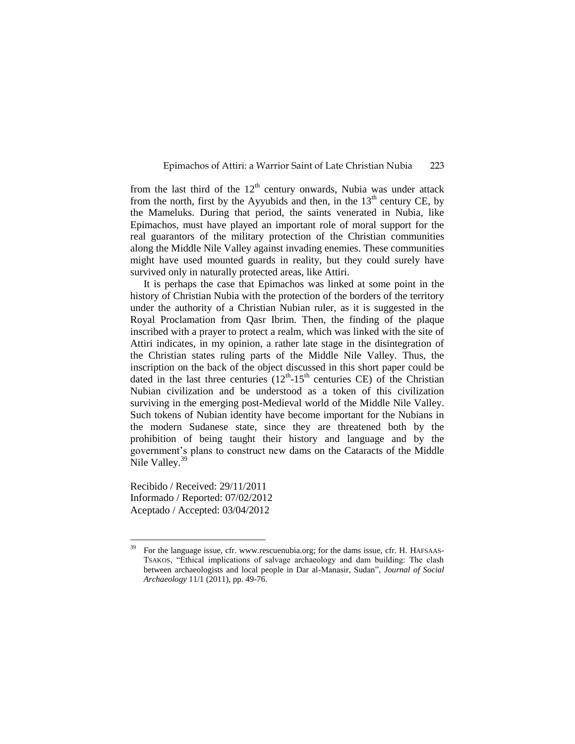from the last third of the $12^{th}$ century onwards, Nubia was under attack from the north, first by the Ayyubids and then, in the $13^{th}$ century CE, by the Mameluks. During that period, the saints venerated in Nubia, like Epimachos, must have played an important role of moral support for the real guarantors of the military protection of the Christian communities along the Middle Nile Valley against invading enemies. These communities might have used mounted guards in reality, but they could surely have survived only in naturally protected areas, like Attiri.

It is perhaps the case that Epimachos was linked at some point in the history of Christian Nubia with the protection of the borders of the territory under the authority of a Christian Nubian ruler, as it is suggested in the Royal Proclamation from Qasr Ibrim. Then, the finding of the plaque inscribed with a prayer to protect a realm, which was linked with the site of Attiri indicates, in my opinion, a rather late stage in the disintegration of the Christian states ruling parts of the Middle Nile Valley. Thus, the inscription on the back of the object discussed in this short paper could be dated in the last three centuries ($12^{th}$-$15^{th}$ centuries CE) of the Christian Nubian civilization and be understood as a token of this civilization surviving in the emerging post-Medieval world of the Middle Nile Valley. Such tokens of Nubian identity have become important for the Nubians in the modern Sudanese state, since they are threatened both by the prohibition of being taught their history and language and by the government's plans to construct new dams on the Cataracts of the Middle Nile Valley.[39]

Recibido / Received: 29/11/2011
Informado / Reported: 07/02/2012
Aceptado / Accepted: 03/04/2012

---

[39] For the language issue, cfr. www.rescuenubia.org; for the dams issue, cfr. H. HAFSAAS-TSAKOS, "Ethical implications of salvage archaeology and dam building: The clash between archaeologists and local people in Dar al-Manasir, Sudan", *Journal of Social Archaeology* 11/1 (2011), pp. 49-76.